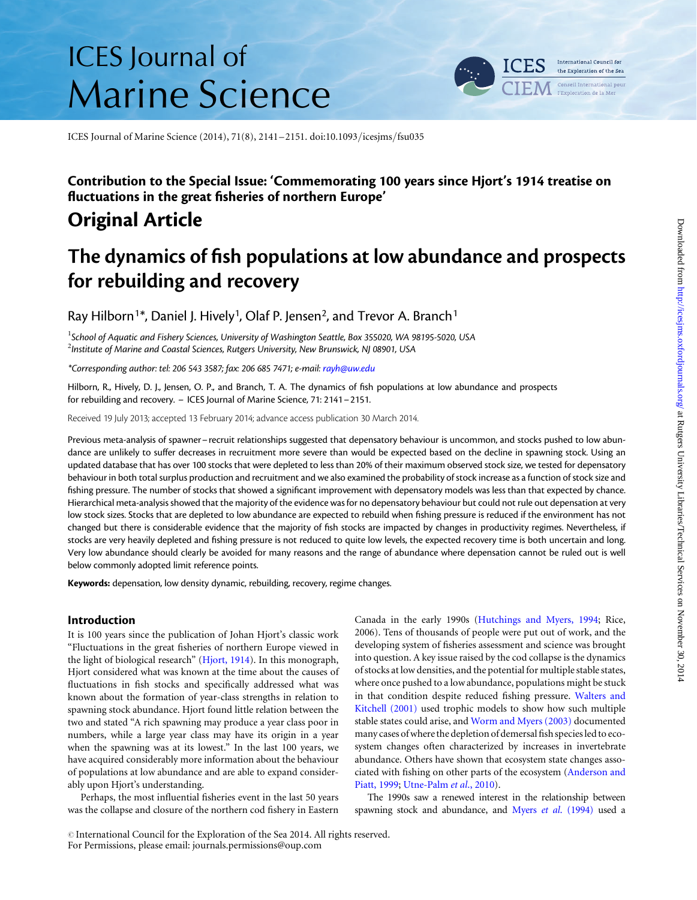ICES Journal of Marine Science (2014), 71(8), 2141–2151. doi:10.1093/icesjms/fsu035

**Contribution to the Special Issue: 'Commemorating 100 years since Hjort's 1914 treatise on fluctuations in the great fisheries of northern Europe'**

## Original Article

# The dynamics of fish populations at low abundance and prospects for rebuilding and recovery

Ray Hilborn[1]*, Daniel J. Hively[1], Olaf P. Jensen[2], and Trevor A. Branch[1]

[1]*School of Aquatic and Fishery Sciences, University of Washington Seattle, Box 355020, WA 98195-5020, USA*
[2]*Institute of Marine and Coastal Sciences, Rutgers University, New Brunswick, NJ 08901, USA*

*\*Corresponding author: tel: 206 543 3587; fax: 206 685 7471; e-mail: rayh@uw.edu*

Hilborn, R., Hively, D. J., Jensen, O. P., and Branch, T. A. The dynamics of fish populations at low abundance and prospects for rebuilding and recovery. – ICES Journal of Marine Science, 71: 2141–2151.

Received 19 July 2013; accepted 13 February 2014; advance access publication 30 March 2014.

Previous meta-analysis of spawner–recruit relationships suggested that depensatory behaviour is uncommon, and stocks pushed to low abundance are unlikely to suffer decreases in recruitment more severe than would be expected based on the decline in spawning stock. Using an updated database that has over 100 stocks that were depleted to less than 20% of their maximum observed stock size, we tested for depensatory behaviour in both total surplus production and recruitment and we also examined the probability of stock increase as a function of stock size and fishing pressure. The number of stocks that showed a significant improvement with depensatory models was less than that expected by chance. Hierarchical meta-analysis showed that the majority of the evidence was for no depensatory behaviour but could not rule out depensation at very low stock sizes. Stocks that are depleted to low abundance are expected to rebuild when fishing pressure is reduced if the environment has not changed but there is considerable evidence that the majority of fish stocks are impacted by changes in productivity regimes. Nevertheless, if stocks are very heavily depleted and fishing pressure is not reduced to quite low levels, the expected recovery time is both uncertain and long. Very low abundance should clearly be avoided for many reasons and the range of abundance where depensation cannot be ruled out is well below commonly adopted limit reference points.

**Keywords:** depensation, low density dynamic, rebuilding, recovery, regime changes.

## Introduction

It is 100 years since the publication of Johan Hjort's classic work "Fluctuations in the great fisheries of northern Europe viewed in the light of biological research" (Hjort, 1914). In this monograph, Hjort considered what was known at the time about the causes of fluctuations in fish stocks and specifically addressed what was known about the formation of year-class strengths in relation to spawning stock abundance. Hjort found little relation between the two and stated "A rich spawning may produce a year class poor in numbers, while a large year class may have its origin in a year when the spawning was at its lowest." In the last 100 years, we have acquired considerably more information about the behaviour of populations at low abundance and are able to expand considerably upon Hjort's understanding.

Perhaps, the most influential fisheries event in the last 50 years was the collapse and closure of the northern cod fishery in Eastern Canada in the early 1990s (Hutchings and Myers, 1994; Rice, 2006). Tens of thousands of people were put out of work, and the developing system of fisheries assessment and science was brought into question. A key issue raised by the cod collapse is the dynamics of stocks at low densities, and the potential for multiple stable states, where once pushed to a low abundance, populations might be stuck in that condition despite reduced fishing pressure. Walters and Kitchell (2001) used trophic models to show how such multiple stable states could arise, and Worm and Myers (2003) documented many cases of where the depletion of demersal fish species led to ecosystem changes often characterized by increases in invertebrate abundance. Others have shown that ecosystem state changes associated with fishing on other parts of the ecosystem (Anderson and Piatt, 1999; Utne-Palm *et al.*, 2010).

The 1990s saw a renewed interest in the relationship between spawning stock and abundance, and Myers *et al.* (1994) used a

© International Council for the Exploration of the Sea 2014. All rights reserved.
For Permissions, please email: journals.permissions@oup.com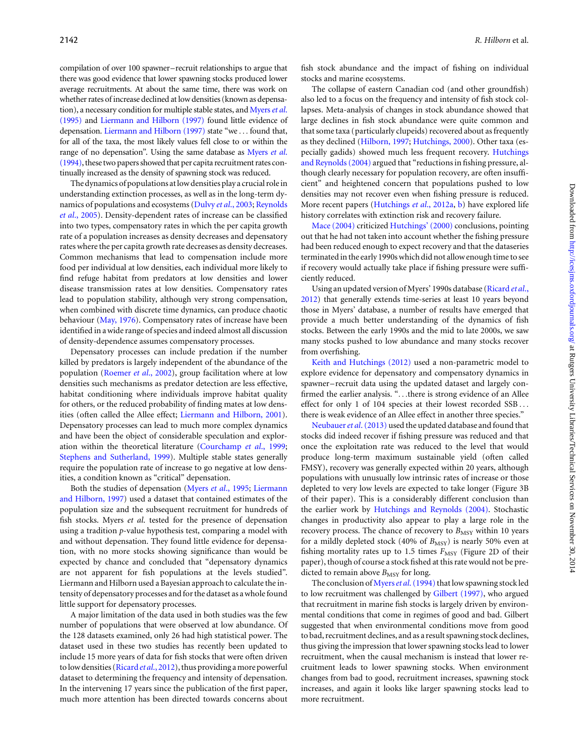compilation of over 100 spawner–recruit relationships to argue that there was good evidence that lower spawning stocks produced lower average recruitments. At about the same time, there was work on whether rates of increase declined at low densities (known as depensation), a necessary condition for multiple stable states, and Myers *et al.* (1995) and Liermann and Hilborn (1997) found little evidence of depensation. Liermann and Hilborn (1997) state "we . . . found that, for all of the taxa, the most likely values fell close to or within the range of no depensation". Using the same database as Myers *et al.* (1994), these two papers showed that per capita recruitment rates continually increased as the density of spawning stock was reduced.

The dynamics of populations at low densities play a crucial role in understanding extinction processes, as well as in the long-term dynamics of populations and ecosystems (Dulvy *et al.*, 2003; Reynolds *et al.*, 2005). Density-dependent rates of increase can be classified into two types, compensatory rates in which the per capita growth rate of a population increases as density decreases and depensatory rates where the per capita growth rate decreases as density decreases. Common mechanisms that lead to compensation include more food per individual at low densities, each individual more likely to find refuge habitat from predators at low densities and lower disease transmission rates at low densities. Compensatory rates lead to population stability, although very strong compensation, when combined with discrete time dynamics, can produce chaotic behaviour (May, 1976). Compensatory rates of increase have been identified in a wide range of species and indeed almost all discussion of density-dependence assumes compensatory processes.

Depensatory processes can include predation if the number killed by predators is largely independent of the abundance of the population (Roemer *et al.*, 2002), group facilitation where at low densities such mechanisms as predator detection are less effective, habitat conditioning where individuals improve habitat quality for others, or the reduced probability of finding mates at low densities (often called the Allee effect; Liermann and Hilborn, 2001). Depensatory processes can lead to much more complex dynamics and have been the object of considerable speculation and exploration within the theoretical literature (Courchamp *et al.*, 1999; Stephens and Sutherland, 1999). Multiple stable states generally require the population rate of increase to go negative at low densities, a condition known as "critical" depensation.

Both the studies of depensation (Myers *et al.*, 1995; Liermann and Hilborn, 1997) used a dataset that contained estimates of the population size and the subsequent recruitment for hundreds of fish stocks. Myers *et al.* tested for the presence of depensation using a tradition *p*-value hypothesis test, comparing a model with and without depensation. They found little evidence for depensation, with no more stocks showing significance than would be expected by chance and concluded that "depensatory dynamics are not apparent for fish populations at the levels studied". Liermann and Hilborn used a Bayesian approach to calculate the intensity of depensatory processes and for the dataset as a whole found little support for depensatory processes.

A major limitation of the data used in both studies was the few number of populations that were observed at low abundance. Of the 128 datasets examined, only 26 had high statistical power. The dataset used in these two studies has recently been updated to include 15 more years of data for fish stocks that were often driven to low densities (Ricard *et al.*, 2012), thus providing a more powerful dataset to determining the frequency and intensity of depensation. In the intervening 17 years since the publication of the first paper, much more attention has been directed towards concerns about fish stock abundance and the impact of fishing on individual stocks and marine ecosystems.

The collapse of eastern Canadian cod (and other groundfish) also led to a focus on the frequency and intensity of fish stock collapses. Meta-analysis of changes in stock abundance showed that large declines in fish stock abundance were quite common and that some taxa (particularly clupeids) recovered about as frequently as they declined (Hilborn, 1997; Hutchings, 2000). Other taxa (especially gadids) showed much less frequent recovery. Hutchings and Reynolds (2004) argued that "reductions in fishing pressure, although clearly necessary for population recovery, are often insufficient" and heightened concern that populations pushed to low densities may not recover even when fishing pressure is reduced. More recent papers (Hutchings *et al.*, 2012a, b) have explored life history correlates with extinction risk and recovery failure.

Mace (2004) criticized Hutchings' (2000) conclusions, pointing out that he had not taken into account whether the fishing pressure had been reduced enough to expect recovery and that the dataseries terminated in the early 1990s which did not allow enough time to see if recovery would actually take place if fishing pressure were sufficiently reduced.

Using an updated version of Myers' 1990s database (Ricard *et al.*, 2012) that generally extends time-series at least 10 years beyond those in Myers' database, a number of results have emerged that provide a much better understanding of the dynamics of fish stocks. Between the early 1990s and the mid to late 2000s, we saw many stocks pushed to low abundance and many stocks recover from overfishing.

Keith and Hutchings (2012) used a non-parametric model to explore evidence for depensatory and compensatory dynamics in spawner–recruit data using the updated dataset and largely confirmed the earlier analysis. ". . .there is strong evidence of an Allee effect for only 1 of 104 species at their lowest recorded SSB . . . there is weak evidence of an Allee effect in another three species."

Neubauer *et al.* (2013) used the updated database and found that stocks did indeed recover if fishing pressure was reduced and that once the exploitation rate was reduced to the level that would produce long-term maximum sustainable yield (often called FMSY), recovery was generally expected within 20 years, although populations with unusually low intrinsic rates of increase or those depleted to very low levels are expected to take longer (Figure 3B of their paper). This is a considerably different conclusion than the earlier work by Hutchings and Reynolds (2004). Stochastic changes in productivity also appear to play a large role in the recovery process. The chance of recovery to $B_{MSY}$ within 10 years for a mildly depleted stock (40% of $B_{MSY}$) is nearly 50% even at fishing mortality rates up to 1.5 times $F_{MSY}$ (Figure 2D of their paper), though of course a stock fished at this rate would not be predicted to remain above $B_{MSY}$ for long.

The conclusion of Myers *et al.* (1994) that low spawning stock led to low recruitment was challenged by Gilbert (1997), who argued that recruitment in marine fish stocks is largely driven by environmental conditions that come in regimes of good and bad. Gilbert suggested that when environmental conditions move from good to bad, recruitment declines, and as a result spawning stock declines, thus giving the impression that lower spawning stocks lead to lower recruitment, when the causal mechanism is instead that lower recruitment leads to lower spawning stocks. When environment changes from bad to good, recruitment increases, spawning stock increases, and again it looks like larger spawning stocks lead to more recruitment.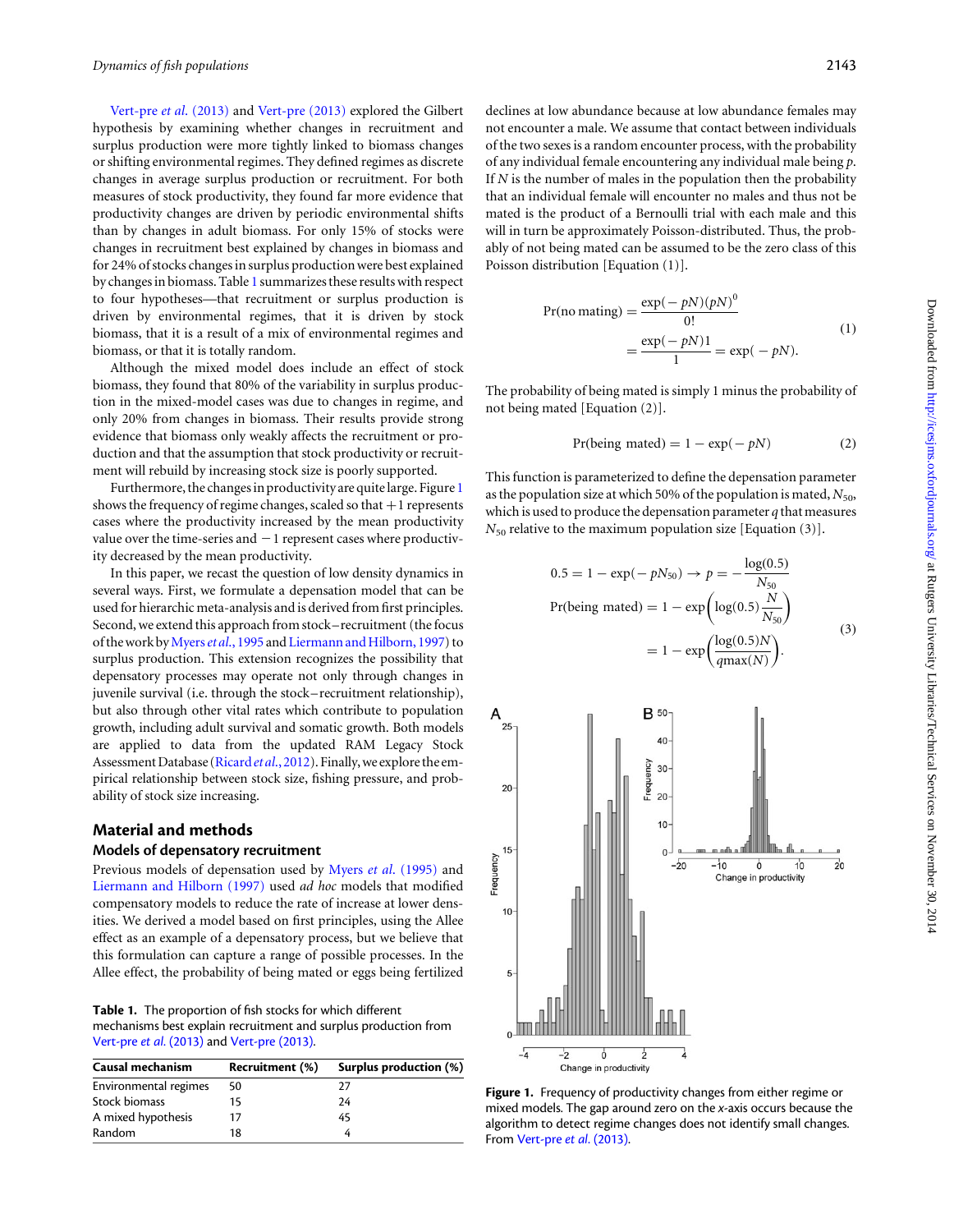Vert-pre *et al.* (2013) and Vert-pre (2013) explored the Gilbert hypothesis by examining whether changes in recruitment and surplus production were more tightly linked to biomass changes or shifting environmental regimes. They defined regimes as discrete changes in average surplus production or recruitment. For both measures of stock productivity, they found far more evidence that productivity changes are driven by periodic environmental shifts than by changes in adult biomass. For only 15% of stocks were changes in recruitment best explained by changes in biomass and for 24% of stocks changes in surplus production were best explained by changes in biomass. Table 1 summarizes these results with respect to four hypotheses—that recruitment or surplus production is driven by environmental regimes, that it is driven by stock biomass, that it is a result of a mix of environmental regimes and biomass, or that it is totally random.

Although the mixed model does include an effect of stock biomass, they found that 80% of the variability in surplus production in the mixed-model cases was due to changes in regime, and only 20% from changes in biomass. Their results provide strong evidence that biomass only weakly affects the recruitment or production and that the assumption that stock productivity or recruitment will rebuild by increasing stock size is poorly supported.

Furthermore, the changes in productivity are quite large. Figure 1 shows the frequency of regime changes, scaled so that +1 represents cases where the productivity increased by the mean productivity value over the time-series and −1 represent cases where productivity decreased by the mean productivity.

In this paper, we recast the question of low density dynamics in several ways. First, we formulate a depensation model that can be used for hierarchic meta-analysis and is derived from first principles. Second, we extend this approach from stock–recruitment (the focus of the work by Myers *et al.*, 1995 and Liermann and Hilborn, 1997) to surplus production. This extension recognizes the possibility that depensatory processes may operate not only through changes in juvenile survival (i.e. through the stock–recruitment relationship), but also through other vital rates which contribute to population growth, including adult survival and somatic growth. Both models are applied to data from the updated RAM Legacy Stock Assessment Database (Ricard *et al.*, 2012). Finally, we explore the empirical relationship between stock size, fishing pressure, and probability of stock size increasing.

## Material and methods

### Models of depensatory recruitment

Previous models of depensation used by Myers *et al.* (1995) and Liermann and Hilborn (1997) used *ad hoc* models that modified compensatory models to reduce the rate of increase at lower densities. We derived a model based on first principles, using the Allee effect as an example of a depensatory process, but we believe that this formulation can capture a range of possible processes. In the Allee effect, the probability of being mated or eggs being fertilized declines at low abundance because at low abundance females may not encounter a male. We assume that contact between individuals of the two sexes is a random encounter process, with the probability of any individual female encountering any individual male being $p$. If $N$ is the number of males in the population then the probability that an individual female will encounter no males and thus not be mated is the product of a Bernoulli trial with each male and this will in turn be approximately Poisson-distributed. Thus, the probably of not being mated can be assumed to be the zero class of this Poisson distribution [Equation (1)].

$$\Pr(\text{no mating}) = \frac{\exp(-pN)(pN)^0}{0!} = \frac{\exp(-pN)1}{1} = \exp(-pN). \tag{1}$$

The probability of being mated is simply 1 minus the probability of not being mated [Equation (2)].

$$\Pr(\text{being mated}) = 1 - \exp(-pN) \tag{2}$$

This function is parameterized to define the depensation parameter as the population size at which 50% of the population is mated, $N_{50}$, which is used to produce the depensation parameter $q$ that measures $N_{50}$ relative to the maximum population size [Equation (3)].

$$\begin{aligned} 0.5 = 1 - \exp(-pN_{50}) \rightarrow p &= -\frac{\log(0.5)}{N_{50}} \\ \Pr(\text{being mated}) &= 1 - \exp\left(\log(0.5)\frac{N}{N_{50}}\right) \\ &= 1 - \exp\left(\frac{\log(0.5)N}{q\max(N)}\right). \end{aligned} \tag{3}$$

**Table 1.** The proportion of fish stocks for which different mechanisms best explain recruitment and surplus production from Vert-pre *et al.* (2013) and Vert-pre (2013).

| Causal mechanism | Recruitment (%) | Surplus production (%) |
|---|---|---|
| Environmental regimes | 50 | 27 |
| Stock biomass | 15 | 24 |
| A mixed hypothesis | 17 | 45 |
| Random | 18 | 4 |

**Figure 1.** Frequency of productivity changes from either regime or mixed models. The gap around zero on the *x*-axis occurs because the algorithm to detect regime changes does not identify small changes. From Vert-pre *et al.* (2013).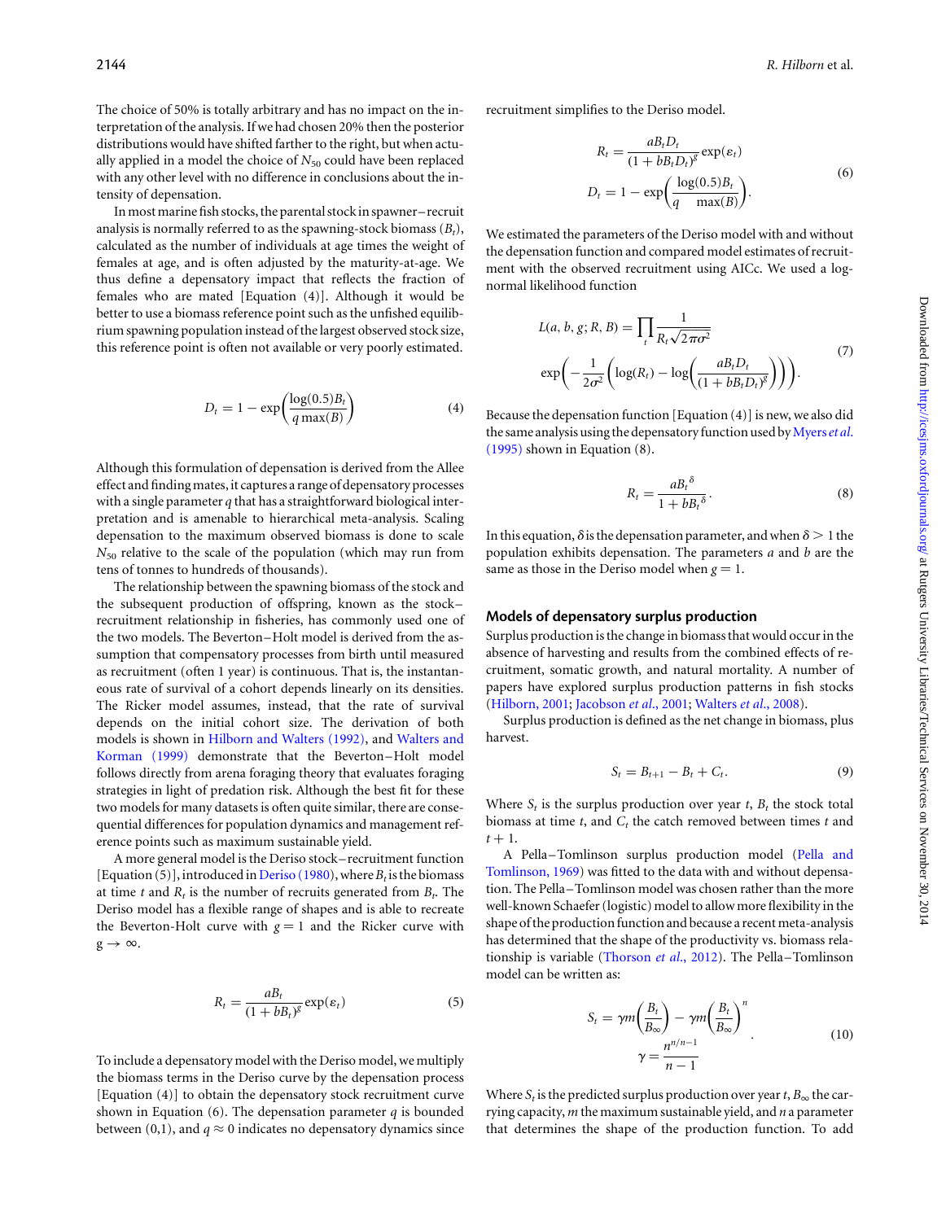The choice of 50% is totally arbitrary and has no impact on the interpretation of the analysis. If we had chosen 20% then the posterior distributions would have shifted farther to the right, but when actually applied in a model the choice of $N_{50}$ could have been replaced with any other level with no difference in conclusions about the intensity of depensation.

In most marine fish stocks, the parental stock in spawner–recruit analysis is normally referred to as the spawning-stock biomass ($B_t$), calculated as the number of individuals at age times the weight of females at age, and is often adjusted by the maturity-at-age. We thus define a depensatory impact that reflects the fraction of females who are mated [Equation (4)]. Although it would be better to use a biomass reference point such as the unfished equilibrium spawning population instead of the largest observed stock size, this reference point is often not available or very poorly estimated.

$$D_t = 1 - \exp\left(\frac{\log(0.5)B_t}{q\max(B)}\right) \tag{4}$$

Although this formulation of depensation is derived from the Allee effect and finding mates, it captures a range of depensatory processes with a single parameter $q$ that has a straightforward biological interpretation and is amenable to hierarchical meta-analysis. Scaling depensation to the maximum observed biomass is done to scale $N_{50}$ relative to the scale of the population (which may run from tens of tonnes to hundreds of thousands).

The relationship between the spawning biomass of the stock and the subsequent production of offspring, known as the stock–recruitment relationship in fisheries, has commonly used one of the two models. The Beverton–Holt model is derived from the assumption that compensatory processes from birth until measured as recruitment (often 1 year) is continuous. That is, the instantaneous rate of survival of a cohort depends linearly on its densities. The Ricker model assumes, instead, that the rate of survival depends on the initial cohort size. The derivation of both models is shown in Hilborn and Walters (1992), and Walters and Korman (1999) demonstrate that the Beverton–Holt model follows directly from arena foraging theory that evaluates foraging strategies in light of predation risk. Although the best fit for these two models for many datasets is often quite similar, there are consequential differences for population dynamics and management reference points such as maximum sustainable yield.

A more general model is the Deriso stock–recruitment function [Equation (5)], introduced in Deriso (1980), where $B_t$ is the biomass at time $t$ and $R_t$ is the number of recruits generated from $B_t$. The Deriso model has a flexible range of shapes and is able to recreate the Beverton-Holt curve with $g = 1$ and the Ricker curve with $g \to \infty$.

$$R_t = \frac{aB_t}{(1 + bB_t)^g}\exp(\varepsilon_t) \tag{5}$$

To include a depensatory model with the Deriso model, we multiply the biomass terms in the Deriso curve by the depensation process [Equation (4)] to obtain the depensatory stock recruitment curve shown in Equation (6). The depensation parameter $q$ is bounded between (0,1), and $q \approx 0$ indicates no depensatory dynamics since recruitment simplifies to the Deriso model.

$$R_t = \frac{aB_tD_t}{(1 + bB_tD_t)^g}\exp(\varepsilon_t)$$
$$D_t = 1 - \exp\left(\frac{\log(0.5)B_t}{q\ \ \max(B)}\right). \tag{6}$$

We estimated the parameters of the Deriso model with and without the depensation function and compared model estimates of recruitment with the observed recruitment using AICc. We used a log-normal likelihood function

$$L(a, b, g; R, B) = \prod_t \frac{1}{R_t\sqrt{2\pi\sigma^2}}$$
$$\exp\left(-\frac{1}{2\sigma^2}\left(\log(R_t) - \log\left(\frac{aB_tD_t}{(1 + bB_tD_t)^g}\right)\right)\right). \tag{7}$$

Because the depensation function [Equation (4)] is new, we also did the same analysis using the depensatory function used by Myers *et al.* (1995) shown in Equation (8).

$$R_t = \frac{aB_t^{\delta}}{1 + bB_t^{\delta}}. \tag{8}$$

In this equation, $\delta$ is the depensation parameter, and when $\delta > 1$ the population exhibits depensation. The parameters $a$ and $b$ are the same as those in the Deriso model when $g = 1$.

### Models of depensatory surplus production

Surplus production is the change in biomass that would occur in the absence of harvesting and results from the combined effects of recruitment, somatic growth, and natural mortality. A number of papers have explored surplus production patterns in fish stocks (Hilborn, 2001; Jacobson *et al.*, 2001; Walters *et al.*, 2008).

Surplus production is defined as the net change in biomass, plus harvest.

$$S_t = B_{t+1} - B_t + C_t. \tag{9}$$

Where $S_t$ is the surplus production over year $t$, $B_t$ the stock total biomass at time $t$, and $C_t$ the catch removed between times $t$ and $t + 1$.

A Pella–Tomlinson surplus production model (Pella and Tomlinson, 1969) was fitted to the data with and without depensation. The Pella–Tomlinson model was chosen rather than the more well-known Schaefer (logistic) model to allow more flexibility in the shape of the production function and because a recent meta-analysis has determined that the shape of the productivity vs. biomass relationship is variable (Thorson *et al.*, 2012). The Pella–Tomlinson model can be written as:

$$S_t = \gamma m\left(\frac{B_t}{B_\infty}\right) - \gamma m\left(\frac{B_t}{B_\infty}\right)^n$$
$$\gamma = \frac{n^{n/n-1}}{n - 1} \tag{10}$$

Where $S_t$ is the predicted surplus production over year $t$, $B_\infty$ the carrying capacity, $m$ the maximum sustainable yield, and $n$ a parameter that determines the shape of the production function. To add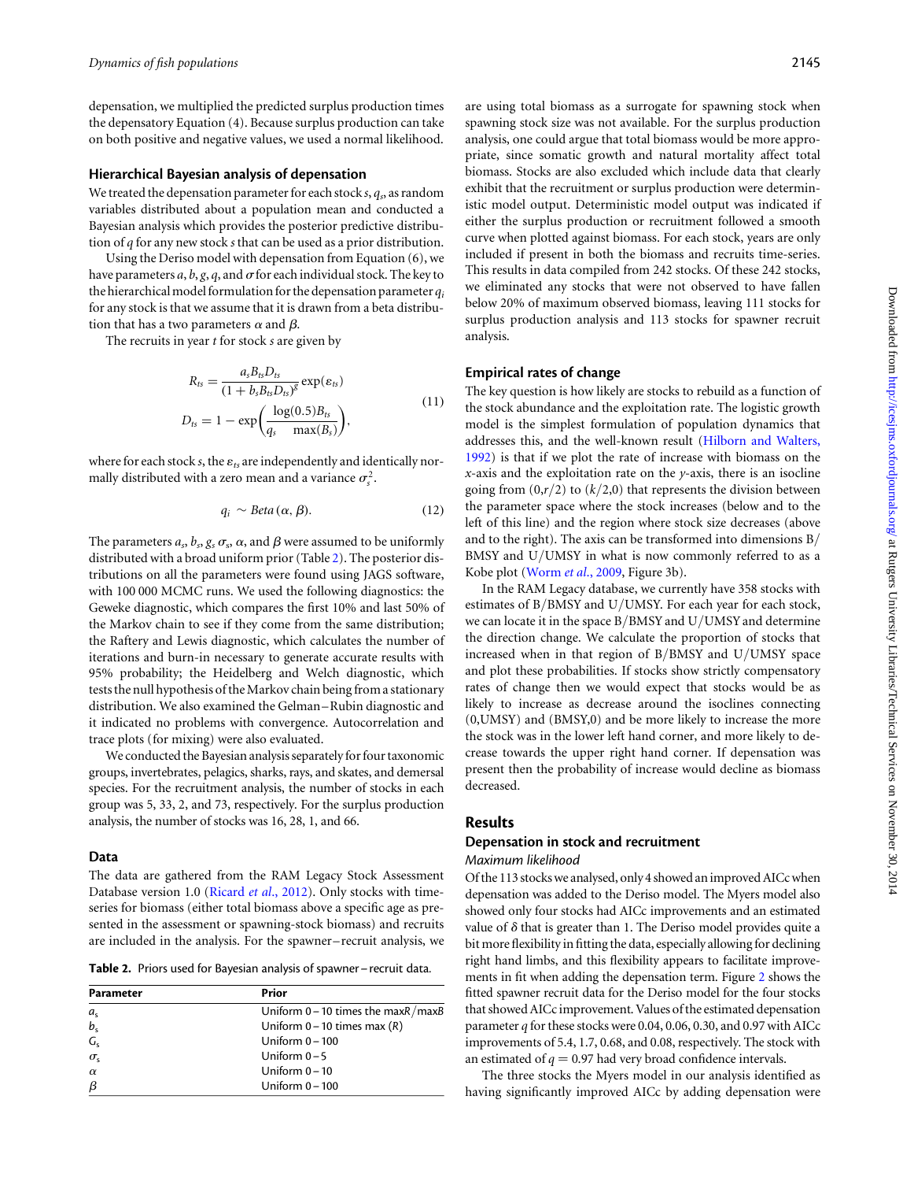depensation, we multiplied the predicted surplus production times the depensatory Equation (4). Because surplus production can take on both positive and negative values, we used a normal likelihood.

### Hierarchical Bayesian analysis of depensation

We treated the depensation parameter for each stock $s$, $q_s$, as random variables distributed about a population mean and conducted a Bayesian analysis which provides the posterior predictive distribution of $q$ for any new stock $s$ that can be used as a prior distribution.

Using the Deriso model with depensation from Equation (6), we have parameters $a$, $b$, $g$, $q$, and $\sigma$ for each individual stock. The key to the hierarchical model formulation for the depensation parameter $q_i$ for any stock is that we assume that it is drawn from a beta distribution that has a two parameters $\alpha$ and $\beta$.

The recruits in year $t$ for stock $s$ are given by

$$R_{ts} = \frac{a_s B_{ts} D_{ts}}{(1 + b_s B_{ts} D_{ts})^g} \exp(\varepsilon_{ts})$$
$$D_{ts} = 1 - \exp\left(\frac{\log(0.5) B_{ts}}{q_s \quad \max(B_s)}\right), \tag{11}$$

where for each stock $s$, the $\varepsilon_{ts}$ are independently and identically normally distributed with a zero mean and a variance $\sigma_s^2$.

$$q_i \sim Beta(\alpha, \beta). \tag{12}$$

The parameters $a_s$, $b_s$, $g_s$ $\sigma_s$, $\alpha$, and $\beta$ were assumed to be uniformly distributed with a broad uniform prior (Table 2). The posterior distributions on all the parameters were found using JAGS software, with 100 000 MCMC runs. We used the following diagnostics: the Geweke diagnostic, which compares the first 10% and last 50% of the Markov chain to see if they come from the same distribution; the Raftery and Lewis diagnostic, which calculates the number of iterations and burn-in necessary to generate accurate results with 95% probability; the Heidelberg and Welch diagnostic, which tests the null hypothesis of the Markov chain being from a stationary distribution. We also examined the Gelman–Rubin diagnostic and it indicated no problems with convergence. Autocorrelation and trace plots (for mixing) were also evaluated.

We conducted the Bayesian analysis separately for four taxonomic groups, invertebrates, pelagics, sharks, rays, and skates, and demersal species. For the recruitment analysis, the number of stocks in each group was 5, 33, 2, and 73, respectively. For the surplus production analysis, the number of stocks was 16, 28, 1, and 66.

### Data

The data are gathered from the RAM Legacy Stock Assessment Database version 1.0 (Ricard *et al.*, 2012). Only stocks with time-series for biomass (either total biomass above a specific age as presented in the assessment or spawning-stock biomass) and recruits are included in the analysis. For the spawner–recruit analysis, we are using total biomass as a surrogate for spawning stock when spawning stock size was not available. For the surplus production analysis, one could argue that total biomass would be more appropriate, since somatic growth and natural mortality affect total biomass. Stocks are also excluded which include data that clearly exhibit that the recruitment or surplus production were deterministic model output. Deterministic model output was indicated if either the surplus production or recruitment followed a smooth curve when plotted against biomass. For each stock, years are only included if present in both the biomass and recruits time-series. This results in data compiled from 242 stocks. Of these 242 stocks, we eliminated any stocks that were not observed to have fallen below 20% of maximum observed biomass, leaving 111 stocks for surplus production analysis and 113 stocks for spawner recruit analysis.

**Table 2.** Priors used for Bayesian analysis of spawner–recruit data.

| Parameter | Prior |
|---|---|
| $a_s$ | Uniform 0–10 times the max$R$/max$B$ |
| $b_s$ | Uniform 0–10 times max ($R$) |
| $G_s$ | Uniform 0–100 |
| $\sigma_s$ | Uniform 0–5 |
| $\alpha$ | Uniform 0–10 |
| $\beta$ | Uniform 0–100 |

### Empirical rates of change

The key question is how likely are stocks to rebuild as a function of the stock abundance and the exploitation rate. The logistic growth model is the simplest formulation of population dynamics that addresses this, and the well-known result (Hilborn and Walters, 1992) is that if we plot the rate of increase with biomass on the $x$-axis and the exploitation rate on the $y$-axis, there is an isocline going from $(0,r/2)$ to $(k/2,0)$ that represents the division between the parameter space where the stock increases (below and to the left of this line) and the region where stock size decreases (above and to the right). The axis can be transformed into dimensions B/BMSY and U/UMSY in what is now commonly referred to as a Kobe plot (Worm *et al.*, 2009, Figure 3b).

In the RAM Legacy database, we currently have 358 stocks with estimates of B/BMSY and U/UMSY. For each year for each stock, we can locate it in the space B/BMSY and U/UMSY and determine the direction change. We calculate the proportion of stocks that increased when in that region of B/BMSY and U/UMSY space and plot these probabilities. If stocks show strictly compensatory rates of change then we would expect that stocks would be as likely to increase as decrease around the isoclines connecting (0,UMSY) and (BMSY,0) and be more likely to increase the more the stock was in the lower left hand corner, and more likely to decrease towards the upper right hand corner. If depensation was present then the probability of increase would decline as biomass decreased.

## Results

### Depensation in stock and recruitment

#### *Maximum likelihood*

Of the 113 stocks we analysed, only 4 showed an improved AICc when depensation was added to the Deriso model. The Myers model also showed only four stocks had AICc improvements and an estimated value of $\delta$ that is greater than 1. The Deriso model provides quite a bit more flexibility in fitting the data, especially allowing for declining right hand limbs, and this flexibility appears to facilitate improvements in fit when adding the depensation term. Figure 2 shows the fitted spawner recruit data for the Deriso model for the four stocks that showed AICc improvement. Values of the estimated depensation parameter $q$ for these stocks were 0.04, 0.06, 0.30, and 0.97 with AICc improvements of 5.4, 1.7, 0.68, and 0.08, respectively. The stock with an estimated of $q = 0.97$ had very broad confidence intervals.

The three stocks the Myers model in our analysis identified as having significantly improved AICs by adding depensation were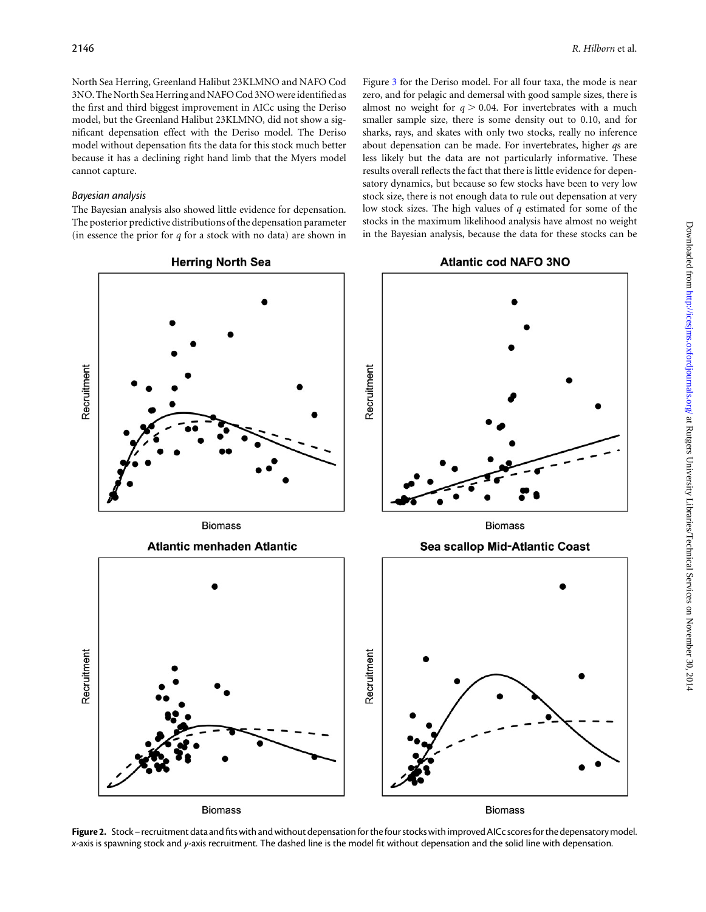North Sea Herring, Greenland Halibut 23KLMNO and NAFO Cod 3NO. The North Sea Herring and NAFO Cod 3NO were identified as the first and third biggest improvement in AICc using the Deriso model, but the Greenland Halibut 23KLMNO, did not show a significant depensation effect with the Deriso model. The Deriso model without depensation fits the data for this stock much better because it has a declining right hand limb that the Myers model cannot capture.

### *Bayesian analysis*

The Bayesian analysis also showed little evidence for depensation. The posterior predictive distributions of the depensation parameter (in essence the prior for $q$ for a stock with no data) are shown in Figure 3 for the Deriso model. For all four taxa, the mode is near zero, and for pelagic and demersal with good sample sizes, there is almost no weight for $q > 0.04$. For invertebrates with a much smaller sample size, there is some density out to 0.10, and for sharks, rays, and skates with only two stocks, really no inference about depensation can be made. For invertebrates, higher $q$s are less likely but the data are not particularly informative. These results overall reflects the fact that there is little evidence for depensatory dynamics, but because so few stocks have been to very low stock size, there is not enough data to rule out depensation at very low stock sizes. The high values of $q$ estimated for some of the stocks in the maximum likelihood analysis have almost no weight in the Bayesian analysis, because the data for these stocks can be

**Figure 2.** Stock–recruitment data and fits with and without depensation for the four stocks with improved AICc scores for the depensatory model. $x$-axis is spawning stock and $y$-axis recruitment. The dashed line is the model fit without depensation and the solid line with depensation.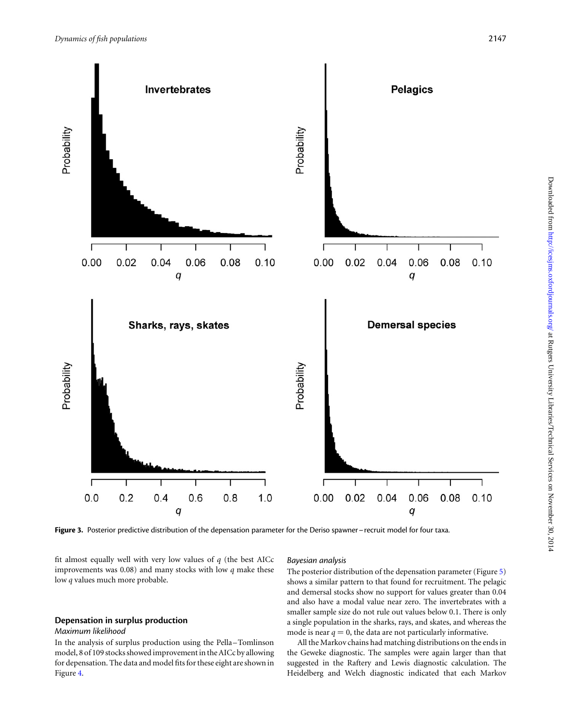Figure 3. Posterior predictive distribution of the depensation parameter for the Deriso spawner–recruit model for four taxa.

fit almost equally well with very low values of $q$ (the best AICc improvements was 0.08) and many stocks with low $q$ make these low $q$ values much more probable.

## Depensation in surplus production

### *Maximum likelihood*

In the analysis of surplus production using the Pella–Tomlinson model, 8 of 109 stocks showed improvement in the AICc by allowing for depensation. The data and model fits for these eight are shown in Figure 4.

### *Bayesian analysis*

The posterior distribution of the depensation parameter (Figure 5) shows a similar pattern to that found for recruitment. The pelagic and demersal stocks show no support for values greater than 0.04 and also have a modal value near zero. The invertebrates with a smaller sample size do not rule out values below 0.1. There is only a single population in the sharks, rays, and skates, and whereas the mode is near $q = 0$, the data are not particularly informative.

All the Markov chains had matching distributions on the ends in the Geweke diagnostic. The samples were again larger than that suggested in the Raftery and Lewis diagnostic calculation. The Heidelberg and Welch diagnostic indicated that each Markov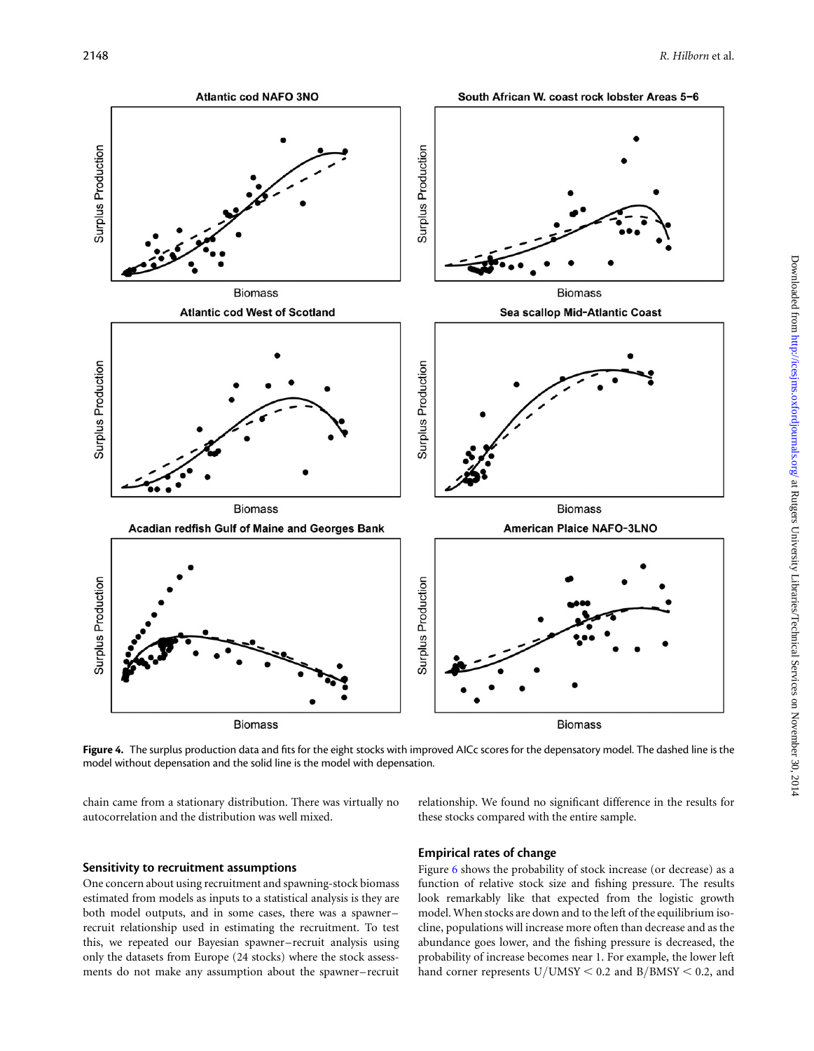**Figure 4.** The surplus production data and fits for the eight stocks with improved AICc scores for the depensatory model. The dashed line is the model without depensation and the solid line is the model with depensation.

chain came from a stationary distribution. There was virtually no autocorrelation and the distribution was well mixed.

### Sensitivity to recruitment assumptions

One concern about using recruitment and spawning-stock biomass estimated from models as inputs to a statistical analysis is they are both model outputs, and in some cases, there was a spawner–recruit relationship used in estimating the recruitment. To test this, we repeated our Bayesian spawner–recruit analysis using only the datasets from Europe (24 stocks) where the stock assessments do not make any assumption about the spawner–recruit relationship. We found no significant difference in the results for these stocks compared with the entire sample.

### Empirical rates of change

Figure 6 shows the probability of stock increase (or decrease) as a function of relative stock size and fishing pressure. The results look remarkably like that expected from the logistic growth model. When stocks are down and to the left of the equilibrium isocline, populations will increase more often than decrease and as the abundance goes lower, and the fishing pressure is decreased, the probability of increase becomes near 1. For example, the lower left hand corner represents $U/U_{MSY} < 0.2$ and $B/B_{MSY} < 0.2$, and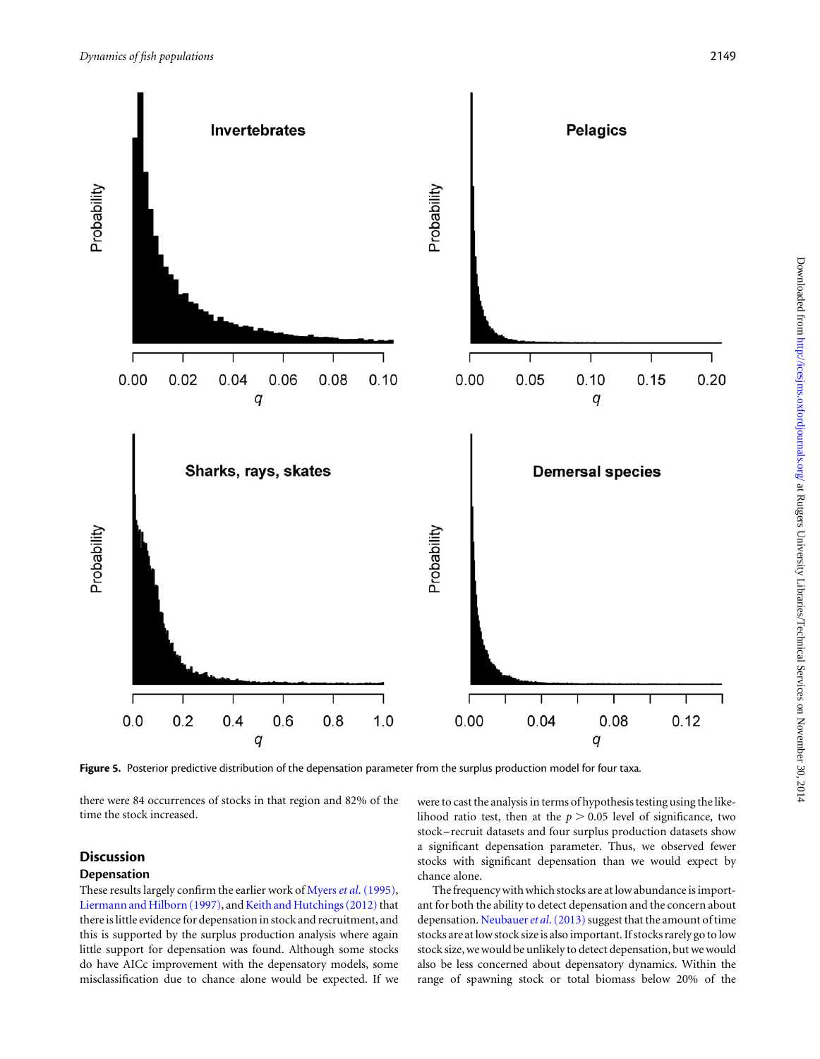Figure 5. Posterior predictive distribution of the depensation parameter from the surplus production model for four taxa.

there were 84 occurrences of stocks in that region and 82% of the time the stock increased.

## Discussion

### Depensation

These results largely confirm the earlier work of Myers *et al.* (1995), Liermann and Hilborn (1997), and Keith and Hutchings (2012) that there is little evidence for depensation in stock and recruitment, and this is supported by the surplus production analysis where again little support for depensation was found. Although some stocks do have AICc improvement with the depensatory models, some misclassification due to chance alone would be expected. If we were to cast the analysis in terms of hypothesis testing using the likelihood ratio test, then at the $p > 0.05$ level of significance, two stock–recruit datasets and four surplus production datasets show a significant depensation parameter. Thus, we observed fewer stocks with significant depensation than we would expect by chance alone.

The frequency with which stocks are at low abundance is important for both the ability to detect depensation and the concern about depensation. Neubauer *et al.* (2013) suggest that the amount of time stocks are at low stock size is also important. If stocks rarely go to low stock size, we would be unlikely to detect depensation, but we would also be less concerned about depensatory dynamics. Within the range of spawning stock or total biomass below 20% of the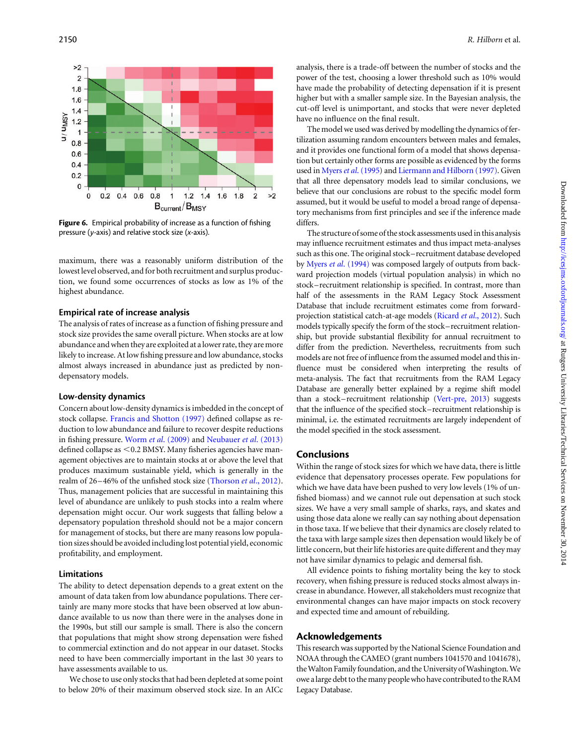Figure 6. Empirical probability of increase as a function of fishing pressure (y-axis) and relative stock size (x-axis).

maximum, there was a reasonably uniform distribution of the lowest level observed, and for both recruitment and surplus production, we found some occurrences of stocks as low as 1% of the highest abundance.

## Empirical rate of increase analysis

The analysis of rates of increase as a function of fishing pressure and stock size provides the same overall picture. When stocks are at low abundance and when they are exploited at a lower rate, they are more likely to increase. At low fishing pressure and low abundance, stocks almost always increased in abundance just as predicted by non-depensatory models.

## Low-density dynamics

Concern about low-density dynamics is imbedded in the concept of stock collapse. Francis and Shotton (1997) defined collapse as reduction to low abundance and failure to recover despite reductions in fishing pressure. Worm *et al.* (2009) and Neubauer *et al.* (2013) defined collapse as <0.2 BMSY. Many fisheries agencies have management objectives are to maintain stocks at or above the level that produces maximum sustainable yield, which is generally in the realm of 26–46% of the unfished stock size (Thorson *et al.*, 2012). Thus, management policies that are successful in maintaining this level of abundance are unlikely to push stocks into a realm where depensation might occur. Our work suggests that falling below a depensatory population threshold should not be a major concern for management of stocks, but there are many reasons low population sizes should be avoided including lost potential yield, economic profitability, and employment.

## Limitations

The ability to detect depensation depends to a great extent on the amount of data taken from low abundance populations. There certainly are many more stocks that have been observed at low abundance available to us now than there were in the analyses done in the 1990s, but still our sample is small. There is also the concern that populations that might show strong depensation were fished to commercial extinction and do not appear in our dataset. Stocks need to have been commercially important in the last 30 years to have assessments available to us.

We chose to use only stocks that had been depleted at some point to below 20% of their maximum observed stock size. In an AICc analysis, there is a trade-off between the number of stocks and the power of the test, choosing a lower threshold such as 10% would have made the probability of detecting depensation if it is present higher but with a smaller sample size. In the Bayesian analysis, the cut-off level is unimportant, and stocks that were never depleted have no influence on the final result.

The model we used was derived by modelling the dynamics of fertilization assuming random encounters between males and females, and it provides one functional form of a model that shows depensation but certainly other forms are possible as evidenced by the forms used in Myers *et al.* (1995) and Liermann and Hilborn (1997). Given that all three depensatory models lead to similar conclusions, we believe that our conclusions are robust to the specific model form assumed, but it would be useful to model a broad range of depensatory mechanisms from first principles and see if the inference made differs.

The structure of some of the stock assessments used in this analysis may influence recruitment estimates and thus impact meta-analyses such as this one. The original stock–recruitment database developed by Myers *et al.* (1994) was composed largely of outputs from backward projection models (virtual population analysis) in which no stock–recruitment relationship is specified. In contrast, more than half of the stocks in the RAM Legacy Stock Assessment Database that include recruitment estimates come from forward-projection statistical catch-at-age models (Ricard *et al.*, 2012). Such models typically specify the form of the stock–recruitment relationship, but provide substantial flexibility for annual recruitment to differ from the prediction. Nevertheless, recruitments from such models are not free of influence from the assumed model and this influence must be considered when interpreting the results of meta-analysis. The fact that recruitments from the RAM Legacy Database are generally better explained by a regime shift model than a stock–recruitment relationship (Vert-pre, 2013) suggests that the influence of the specified stock–recruitment relationship is minimal, i.e. the estimated recruitments are largely independent of the model specified in the stock assessment.

## Conclusions

Within the range of stock sizes for which we have data, there is little evidence that depensatory processes operate. Few populations for which we have data have been pushed to very low levels (1% of unfished biomass) and we cannot rule out depensation at such stock sizes. We have a very small sample of sharks, rays, and skates and using those data alone we really can say nothing about depensation in those taxa. If we believe that their dynamics are closely related to the taxa with large sample sizes then depensation would likely be of little concern, but their life histories are quite different and they may not have similar dynamics to pelagic and demersal fish.

All evidence points to fishing mortality being the key to stock recovery, when fishing pressure is reduced stocks almost always increase in abundance. However, all stakeholders must recognize that environmental changes can have major impacts on stock recovery and expected time and amount of rebuilding.

## Acknowledgements

This research was supported by the National Science Foundation and NOAA through the CAMEO (grant numbers 1041570 and 1041678), the Walton Family foundation, and the University of Washington. We owe a large debt to the many people who have contributed to the RAM Legacy Database.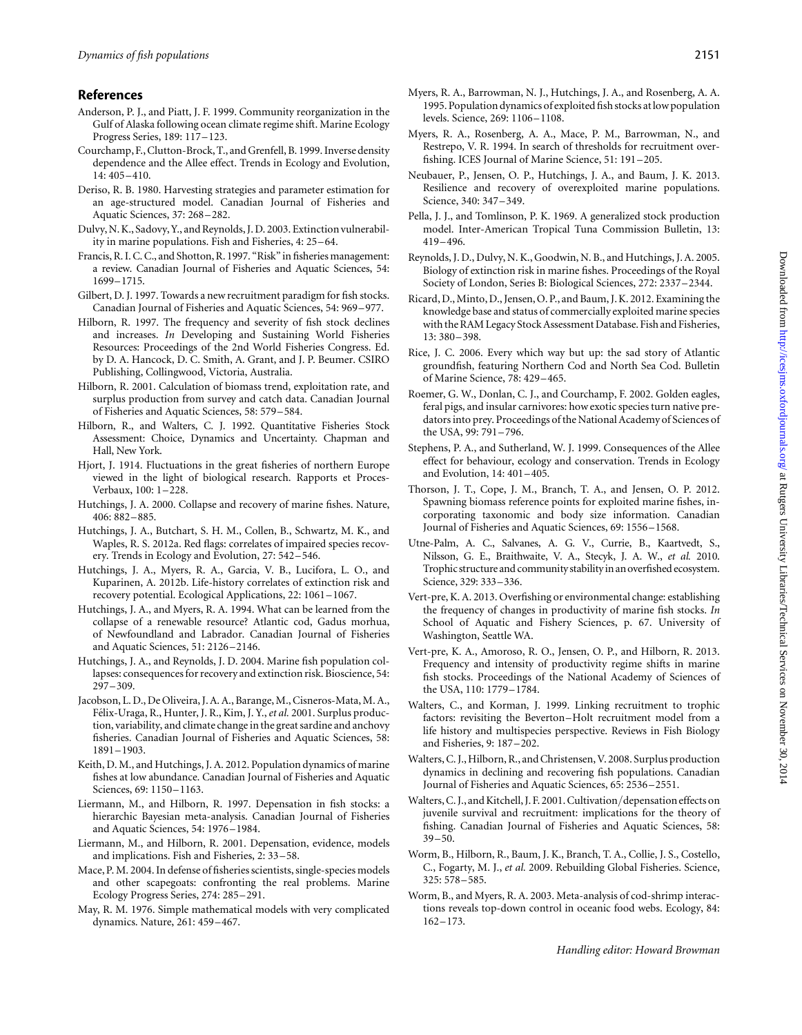## References

Anderson, P. J., and Piatt, J. F. 1999. Community reorganization in the Gulf of Alaska following ocean climate regime shift. Marine Ecology Progress Series, 189: 117–123.

Courchamp, F., Clutton-Brock, T., and Grenfell, B. 1999. Inverse density dependence and the Allee effect. Trends in Ecology and Evolution, 14: 405–410.

Deriso, R. B. 1980. Harvesting strategies and parameter estimation for an age-structured model. Canadian Journal of Fisheries and Aquatic Sciences, 37: 268–282.

Dulvy, N. K., Sadovy, Y., and Reynolds, J. D. 2003. Extinction vulnerability in marine populations. Fish and Fisheries, 4: 25–64.

Francis, R. I. C. C., and Shotton, R. 1997. "Risk" in fisheries management: a review. Canadian Journal of Fisheries and Aquatic Sciences, 54: 1699–1715.

Gilbert, D. J. 1997. Towards a new recruitment paradigm for fish stocks. Canadian Journal of Fisheries and Aquatic Sciences, 54: 969–977.

Hilborn, R. 1997. The frequency and severity of fish stock declines and increases. *In* Developing and Sustaining World Fisheries Resources: Proceedings of the 2nd World Fisheries Congress. Ed. by D. A. Hancock, D. C. Smith, A. Grant, and J. P. Beumer. CSIRO Publishing, Collingwood, Victoria, Australia.

Hilborn, R. 2001. Calculation of biomass trend, exploitation rate, and surplus production from survey and catch data. Canadian Journal of Fisheries and Aquatic Sciences, 58: 579–584.

Hilborn, R., and Walters, C. J. 1992. Quantitative Fisheries Stock Assessment: Choice, Dynamics and Uncertainty. Chapman and Hall, New York.

Hjort, J. 1914. Fluctuations in the great fisheries of northern Europe viewed in the light of biological research. Rapports et Proces-Verbaux, 100: 1–228.

Hutchings, J. A. 2000. Collapse and recovery of marine fishes. Nature, 406: 882–885.

Hutchings, J. A., Butchart, S. H. M., Collen, B., Schwartz, M. K., and Waples, R. S. 2012a. Red flags: correlates of impaired species recovery. Trends in Ecology and Evolution, 27: 542–546.

Hutchings, J. A., Myers, R. A., Garcia, V. B., Lucifora, L. O., and Kuparinen, A. 2012b. Life-history correlates of extinction risk and recovery potential. Ecological Applications, 22: 1061–1067.

Hutchings, J. A., and Myers, R. A. 1994. What can be learned from the collapse of a renewable resource? Atlantic cod, Gadus morhua, of Newfoundland and Labrador. Canadian Journal of Fisheries and Aquatic Sciences, 51: 2126–2146.

Hutchings, J. A., and Reynolds, J. D. 2004. Marine fish population collapses: consequences for recovery and extinction risk. Bioscience, 54: 297–309.

Jacobson, L. D., De Oliveira, J. A. A., Barange, M., Cisneros-Mata, M. A., Félix-Uraga, R., Hunter, J. R., Kim, J. Y., *et al.* 2001. Surplus production, variability, and climate change in the great sardine and anchovy fisheries. Canadian Journal of Fisheries and Aquatic Sciences, 58: 1891–1903.

Keith, D. M., and Hutchings, J. A. 2012. Population dynamics of marine fishes at low abundance. Canadian Journal of Fisheries and Aquatic Sciences, 69: 1150–1163.

Liermann, M., and Hilborn, R. 1997. Depensation in fish stocks: a hierarchic Bayesian meta-analysis. Canadian Journal of Fisheries and Aquatic Sciences, 54: 1976–1984.

Liermann, M., and Hilborn, R. 2001. Depensation, evidence, models and implications. Fish and Fisheries, 2: 33–58.

Mace, P. M. 2004. In defense of fisheries scientists, single-species models and other scapegoats: confronting the real problems. Marine Ecology Progress Series, 274: 285–291.

May, R. M. 1976. Simple mathematical models with very complicated dynamics. Nature, 261: 459–467.

Myers, R. A., Barrowman, N. J., Hutchings, J. A., and Rosenberg, A. A. 1995. Population dynamics of exploited fish stocks at low population levels. Science, 269: 1106–1108.

Myers, R. A., Rosenberg, A. A., Mace, P. M., Barrowman, N., and Restrepo, V. R. 1994. In search of thresholds for recruitment overfishing. ICES Journal of Marine Science, 51: 191–205.

Neubauer, P., Jensen, O. P., Hutchings, J. A., and Baum, J. K. 2013. Resilience and recovery of overexploited marine populations. Science, 340: 347–349.

Pella, J. J., and Tomlinson, P. K. 1969. A generalized stock production model. Inter-American Tropical Tuna Commission Bulletin, 13: 419–496.

Reynolds, J. D., Dulvy, N. K., Goodwin, N. B., and Hutchings, J. A. 2005. Biology of extinction risk in marine fishes. Proceedings of the Royal Society of London, Series B: Biological Sciences, 272: 2337–2344.

Ricard, D., Minto, D., Jensen, O. P., and Baum, J. K. 2012. Examining the knowledge base and status of commercially exploited marine species with the RAM Legacy Stock Assessment Database. Fish and Fisheries, 13: 380–398.

Rice, J. C. 2006. Every which way but up: the sad story of Atlantic groundfish, featuring Northern Cod and North Sea Cod. Bulletin of Marine Science, 78: 429–465.

Roemer, G. W., Donlan, C. J., and Courchamp, F. 2002. Golden eagles, feral pigs, and insular carnivores: how exotic species turn native predators into prey. Proceedings of the National Academy of Sciences of the USA, 99: 791–796.

Stephens, P. A., and Sutherland, W. J. 1999. Consequences of the Allee effect for behaviour, ecology and conservation. Trends in Ecology and Evolution, 14: 401–405.

Thorson, J. T., Cope, J. M., Branch, T. A., and Jensen, O. P. 2012. Spawning biomass reference points for exploited marine fishes, incorporating taxonomic and body size information. Canadian Journal of Fisheries and Aquatic Sciences, 69: 1556–1568.

Utne-Palm, A. C., Salvanes, A. G. V., Currie, B., Kaartvedt, S., Nilsson, G. E., Braithwaite, V. A., Stecyk, J. A. W., *et al.* 2010. Trophic structure and community stability in an overfished ecosystem. Science, 329: 333–336.

Vert-pre, K. A. 2013. Overfishing or environmental change: establishing the frequency of changes in productivity of marine fish stocks. *In* School of Aquatic and Fishery Sciences, p. 67. University of Washington, Seattle WA.

Vert-pre, K. A., Amoroso, R. O., Jensen, O. P., and Hilborn, R. 2013. Frequency and intensity of productivity regime shifts in marine fish stocks. Proceedings of the National Academy of Sciences of the USA, 110: 1779–1784.

Walters, C., and Korman, J. 1999. Linking recruitment to trophic factors: revisiting the Beverton–Holt recruitment model from a life history and multispecies perspective. Reviews in Fish Biology and Fisheries, 9: 187–202.

Walters, C. J., Hilborn, R., and Christensen, V. 2008. Surplus production dynamics in declining and recovering fish populations. Canadian Journal of Fisheries and Aquatic Sciences, 65: 2536–2551.

Walters, C. J., and Kitchell, J. F. 2001. Cultivation/depensation effects on juvenile survival and recruitment: implications for the theory of fishing. Canadian Journal of Fisheries and Aquatic Sciences, 58: 39–50.

Worm, B., Hilborn, R., Baum, J. K., Branch, T. A., Collie, J. S., Costello, C., Fogarty, M. J., *et al.* 2009. Rebuilding Global Fisheries. Science, 325: 578–585.

Worm, B., and Myers, R. A. 2003. Meta-analysis of cod-shrimp interactions reveals top-down control in oceanic food webs. Ecology, 84: 162–173.

*Handling editor: Howard Browman*